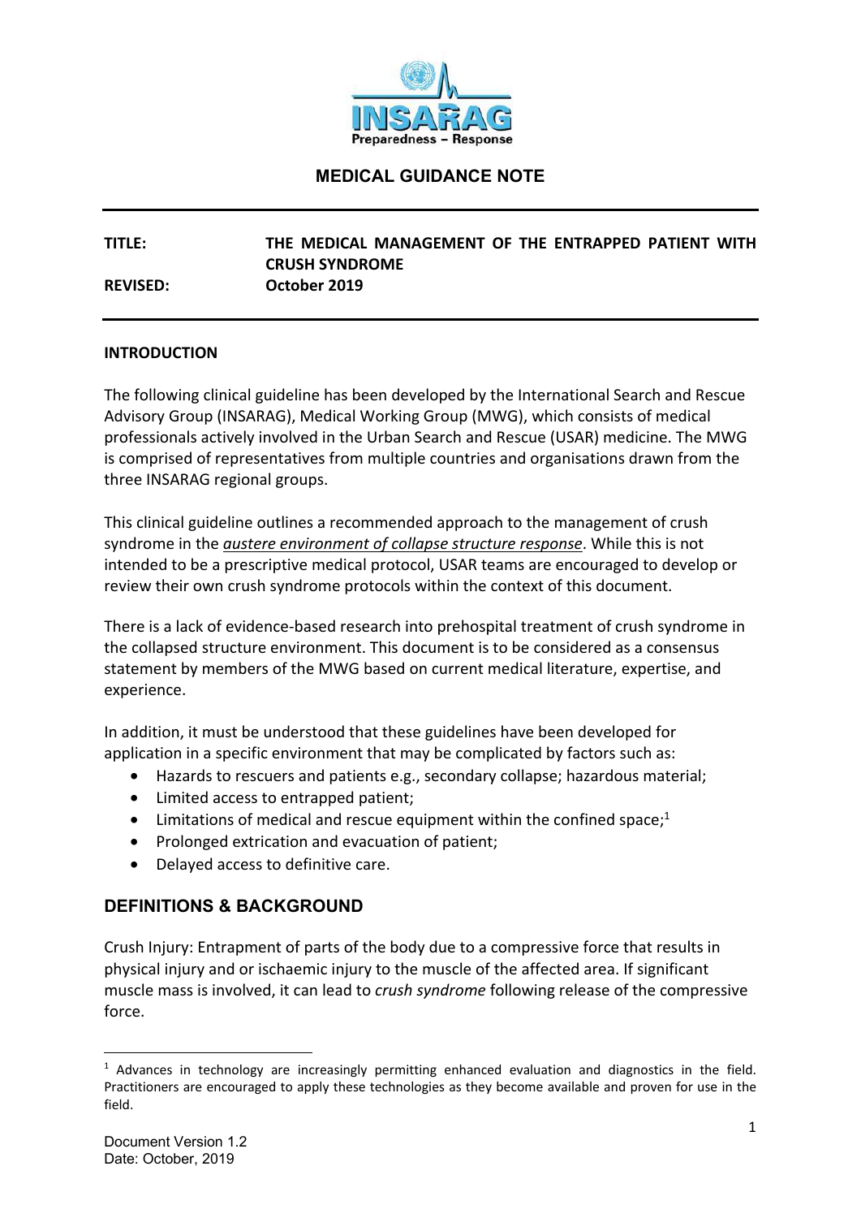# MEDICAL GUIDANCE NOTE

**TITLE:** THE MEDICAL MANAGEMENT OF THE ENTRAPPED PATIENT WITH CRUSH SYNDROME

**REVISED:** October 2019

## INTRODUCTION

The following clinical guideline has been developed by the International Search and Rescue Advisory Group (INSARAG), Medical Working Group (MWG), which consists of medical professionals actively involved in the Urban Search and Rescue (USAR) medicine. The MWG is comprised of representatives from multiple countries and organisations drawn from the three INSARAG regional groups.

This clinical guideline outlines a recommended approach to the management of crush syndrome in the ***austere environment of collapse structure response***. While this is not intended to be a prescriptive medical protocol, USAR teams are encouraged to develop or review their own crush syndrome protocols within the context of this document.

There is a lack of evidence-based research into prehospital treatment of crush syndrome in the collapsed structure environment. This document is to be considered as a consensus statement by members of the MWG based on current medical literature, expertise, and experience.

In addition, it must be understood that these guidelines have been developed for application in a specific environment that may be complicated by factors such as:

- Hazards to rescuers and patients e.g., secondary collapse; hazardous material;
- Limited access to entrapped patient;
- Limitations of medical and rescue equipment within the confined space;[1]
- Prolonged extrication and evacuation of patient;
- Delayed access to definitive care.

## DEFINITIONS & BACKGROUND

Crush Injury: Entrapment of parts of the body due to a compressive force that results in physical injury and or ischaemic injury to the muscle of the affected area. If significant muscle mass is involved, it can lead to *crush syndrome* following release of the compressive force.

---

[1] Advances in technology are increasingly permitting enhanced evaluation and diagnostics in the field. Practitioners are encouraged to apply these technologies as they become available and proven for use in the field.

Document Version 1.2
Date: October, 2019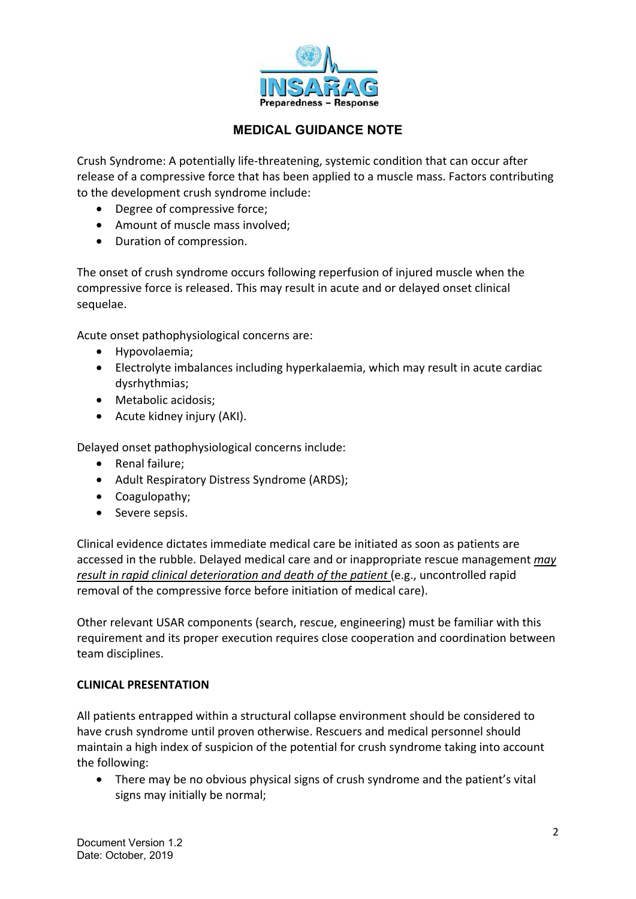## MEDICAL GUIDANCE NOTE

Crush Syndrome: A potentially life-threatening, systemic condition that can occur after release of a compressive force that has been applied to a muscle mass. Factors contributing to the development crush syndrome include:

- Degree of compressive force;
- Amount of muscle mass involved;
- Duration of compression.

The onset of crush syndrome occurs following reperfusion of injured muscle when the compressive force is released. This may result in acute and or delayed onset clinical sequelae.

Acute onset pathophysiological concerns are:

- Hypovolaemia;
- Electrolyte imbalances including hyperkalaemia, which may result in acute cardiac dysrhythmias;
- Metabolic acidosis;
- Acute kidney injury (AKI).

Delayed onset pathophysiological concerns include:

- Renal failure;
- Adult Respiratory Distress Syndrome (ARDS);
- Coagulopathy;
- Severe sepsis.

Clinical evidence dictates immediate medical care be initiated as soon as patients are accessed in the rubble. Delayed medical care and or inappropriate rescue management *may result in rapid clinical deterioration and death of the patient* (e.g., uncontrolled rapid removal of the compressive force before initiation of medical care).

Other relevant USAR components (search, rescue, engineering) must be familiar with this requirement and its proper execution requires close cooperation and coordination between team disciplines.

**CLINICAL PRESENTATION**

All patients entrapped within a structural collapse environment should be considered to have crush syndrome until proven otherwise. Rescuers and medical personnel should maintain a high index of suspicion of the potential for crush syndrome taking into account the following:

- There may be no obvious physical signs of crush syndrome and the patient's vital signs may initially be normal;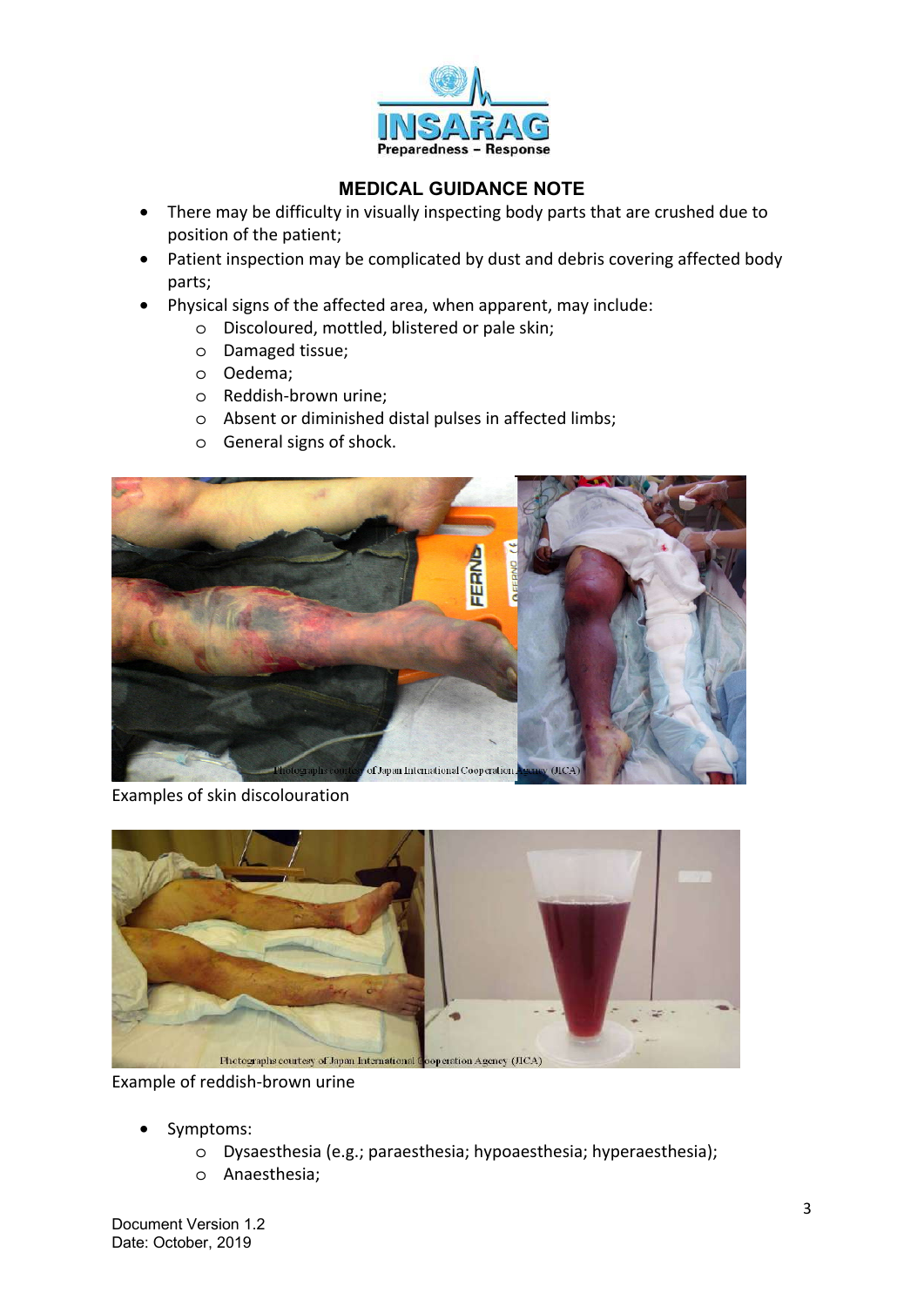## MEDICAL GUIDANCE NOTE

- There may be difficulty in visually inspecting body parts that are crushed due to position of the patient;
- Patient inspection may be complicated by dust and debris covering affected body parts;
- Physical signs of the affected area, when apparent, may include:
  - Discoloured, mottled, blistered or pale skin;
  - Damaged tissue;
  - Oedema;
  - Reddish-brown urine;
  - Absent or diminished distal pulses in affected limbs;
  - General signs of shock.

Examples of skin discolouration

Example of reddish-brown urine

- Symptoms:
  - Dysaesthesia (e.g.; paraesthesia; hypoaesthesia; hyperaesthesia);
  - Anaesthesia;

Document Version 1.2
Date: October, 2019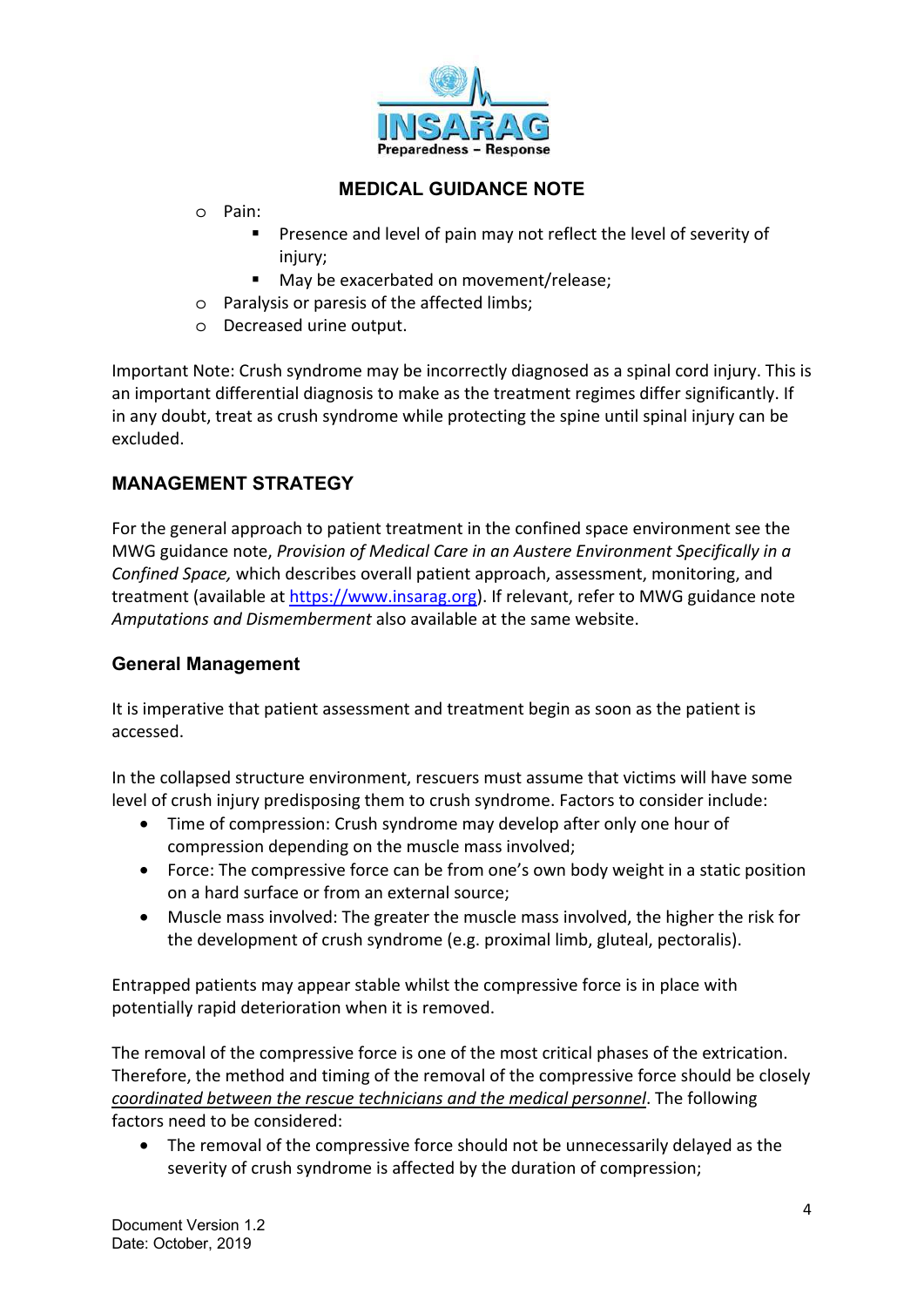- Pain:
  - Presence and level of pain may not reflect the level of severity of injury;
  - May be exacerbated on movement/release;
- Paralysis or paresis of the affected limbs;
- Decreased urine output.

Important Note: Crush syndrome may be incorrectly diagnosed as a spinal cord injury. This is an important differential diagnosis to make as the treatment regimes differ significantly. If in any doubt, treat as crush syndrome while protecting the spine until spinal injury can be excluded.

## MANAGEMENT STRATEGY

For the general approach to patient treatment in the confined space environment see the MWG guidance note, *Provision of Medical Care in an Austere Environment Specifically in a Confined Space,* which describes overall patient approach, assessment, monitoring, and treatment (available at https://www.insarag.org). If relevant, refer to MWG guidance note *Amputations and Dismemberment* also available at the same website.

### General Management

It is imperative that patient assessment and treatment begin as soon as the patient is accessed.

In the collapsed structure environment, rescuers must assume that victims will have some level of crush injury predisposing them to crush syndrome. Factors to consider include:

- Time of compression: Crush syndrome may develop after only one hour of compression depending on the muscle mass involved;
- Force: The compressive force can be from one's own body weight in a static position on a hard surface or from an external source;
- Muscle mass involved: The greater the muscle mass involved, the higher the risk for the development of crush syndrome (e.g. proximal limb, gluteal, pectoralis).

Entrapped patients may appear stable whilst the compressive force is in place with potentially rapid deterioration when it is removed.

The removal of the compressive force is one of the most critical phases of the extrication. Therefore, the method and timing of the removal of the compressive force should be closely *coordinated between the rescue technicians and the medical personnel*. The following factors need to be considered:

- The removal of the compressive force should not be unnecessarily delayed as the severity of crush syndrome is affected by the duration of compression;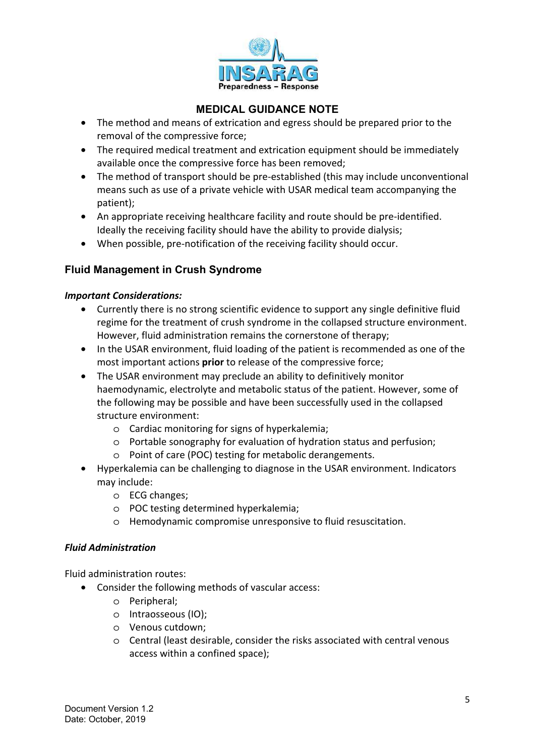- The method and means of extrication and egress should be prepared prior to the removal of the compressive force;
- The required medical treatment and extrication equipment should be immediately available once the compressive force has been removed;
- The method of transport should be pre-established (this may include unconventional means such as use of a private vehicle with USAR medical team accompanying the patient);
- An appropriate receiving healthcare facility and route should be pre-identified. Ideally the receiving facility should have the ability to provide dialysis;
- When possible, pre-notification of the receiving facility should occur.

## Fluid Management in Crush Syndrome

***Important Considerations:***

- Currently there is no strong scientific evidence to support any single definitive fluid regime for the treatment of crush syndrome in the collapsed structure environment. However, fluid administration remains the cornerstone of therapy;
- In the USAR environment, fluid loading of the patient is recommended as one of the most important actions **prior** to release of the compressive force;
- The USAR environment may preclude an ability to definitively monitor haemodynamic, electrolyte and metabolic status of the patient. However, some of the following may be possible and have been successfully used in the collapsed structure environment:
  - Cardiac monitoring for signs of hyperkalemia;
  - Portable sonography for evaluation of hydration status and perfusion;
  - Point of care (POC) testing for metabolic derangements.
- Hyperkalemia can be challenging to diagnose in the USAR environment. Indicators may include:
  - ECG changes;
  - POC testing determined hyperkalemia;
  - Hemodynamic compromise unresponsive to fluid resuscitation.

***Fluid Administration***

Fluid administration routes:

- Consider the following methods of vascular access:
  - Peripheral;
  - Intraosseous (IO);
  - Venous cutdown;
  - Central (least desirable, consider the risks associated with central venous access within a confined space);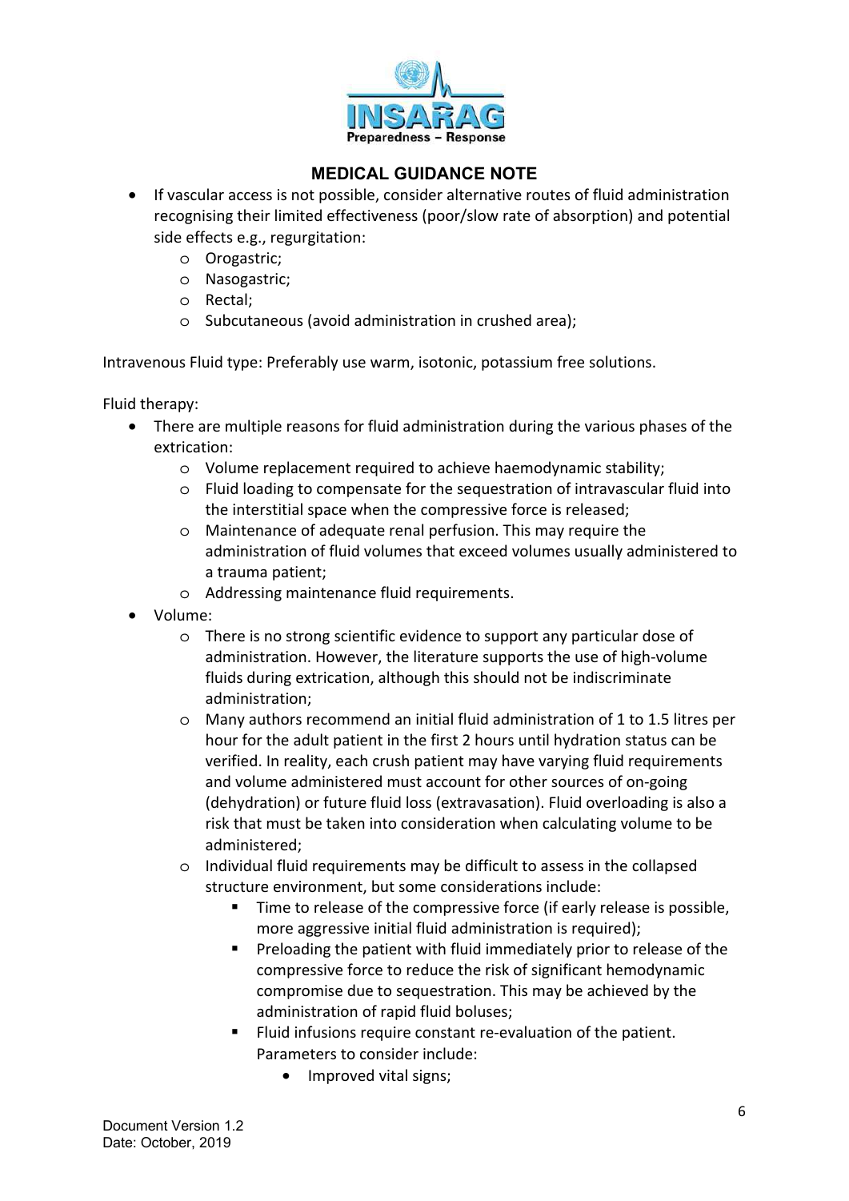- If vascular access is not possible, consider alternative routes of fluid administration recognising their limited effectiveness (poor/slow rate of absorption) and potential side effects e.g., regurgitation:
    - Orogastric;
    - Nasogastric;
    - Rectal;
    - Subcutaneous (avoid administration in crushed area);

Intravenous Fluid type: Preferably use warm, isotonic, potassium free solutions.

Fluid therapy:

- There are multiple reasons for fluid administration during the various phases of the extrication:
    - Volume replacement required to achieve haemodynamic stability;
    - Fluid loading to compensate for the sequestration of intravascular fluid into the interstitial space when the compressive force is released;
    - Maintenance of adequate renal perfusion. This may require the administration of fluid volumes that exceed volumes usually administered to a trauma patient;
    - Addressing maintenance fluid requirements.
- Volume:
    - There is no strong scientific evidence to support any particular dose of administration. However, the literature supports the use of high-volume fluids during extrication, although this should not be indiscriminate administration;
    - Many authors recommend an initial fluid administration of 1 to 1.5 litres per hour for the adult patient in the first 2 hours until hydration status can be verified. In reality, each crush patient may have varying fluid requirements and volume administered must account for other sources of on-going (dehydration) or future fluid loss (extravasation). Fluid overloading is also a risk that must be taken into consideration when calculating volume to be administered;
    - Individual fluid requirements may be difficult to assess in the collapsed structure environment, but some considerations include:
        - Time to release of the compressive force (if early release is possible, more aggressive initial fluid administration is required);
        - Preloading the patient with fluid immediately prior to release of the compressive force to reduce the risk of significant hemodynamic compromise due to sequestration. This may be achieved by the administration of rapid fluid boluses;
        - Fluid infusions require constant re-evaluation of the patient. Parameters to consider include:
            - Improved vital signs;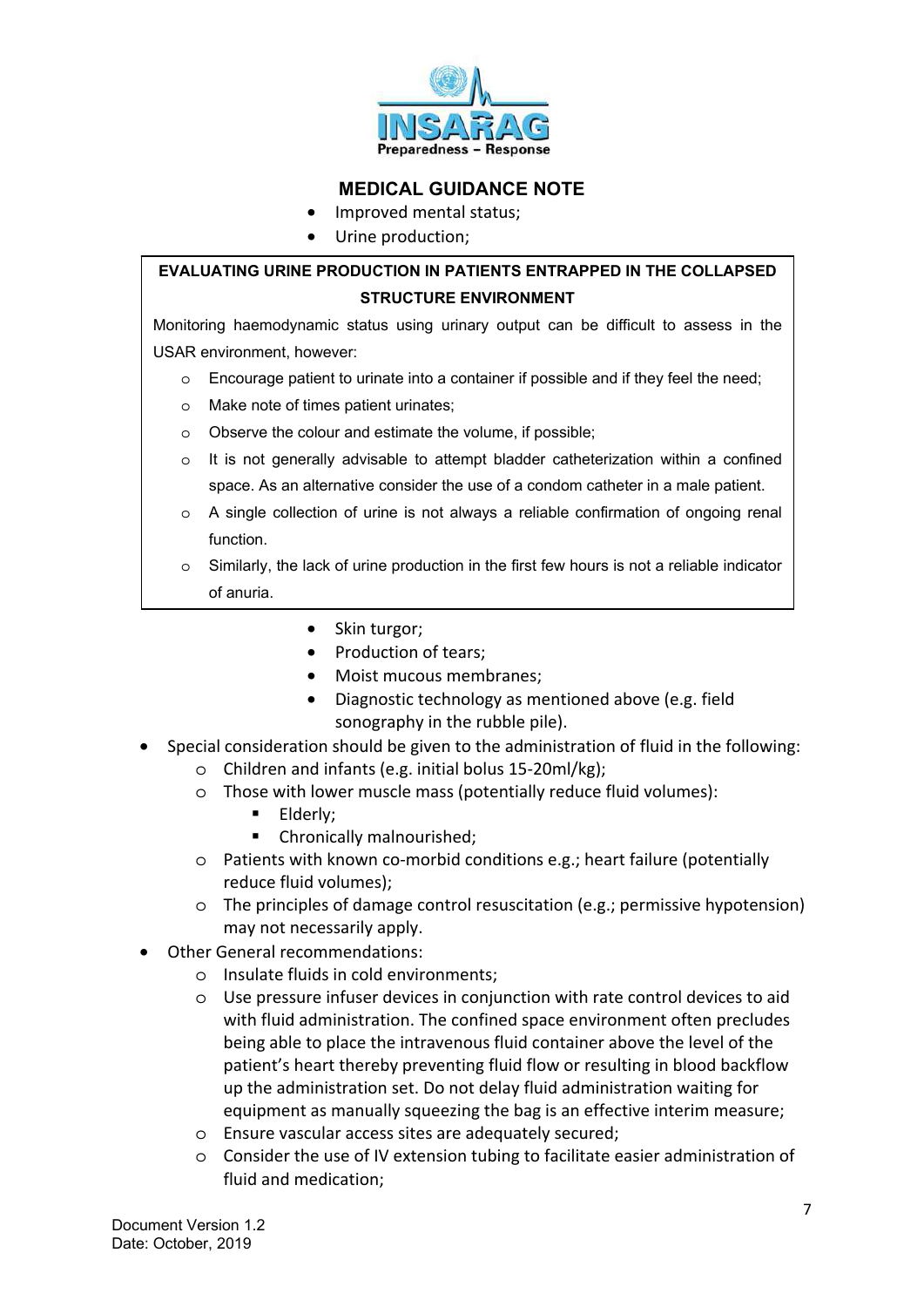- Improved mental status;
- Urine production;

**EVALUATING URINE PRODUCTION IN PATIENTS ENTRAPPED IN THE COLLAPSED STRUCTURE ENVIRONMENT**

Monitoring haemodynamic status using urinary output can be difficult to assess in the USAR environment, however:

- Encourage patient to urinate into a container if possible and if they feel the need;
- Make note of times patient urinates;
- Observe the colour and estimate the volume, if possible;
- It is not generally advisable to attempt bladder catheterization within a confined space. As an alternative consider the use of a condom catheter in a male patient.
- A single collection of urine is not always a reliable confirmation of ongoing renal function.
- Similarly, the lack of urine production in the first few hours is not a reliable indicator of anuria.

- Skin turgor;
- Production of tears;
- Moist mucous membranes;
- Diagnostic technology as mentioned above (e.g. field sonography in the rubble pile).

- Special consideration should be given to the administration of fluid in the following:
  - Children and infants (e.g. initial bolus 15-20ml/kg);
  - Those with lower muscle mass (potentially reduce fluid volumes):
    - Elderly;
    - Chronically malnourished;
  - Patients with known co-morbid conditions e.g.; heart failure (potentially reduce fluid volumes);
  - The principles of damage control resuscitation (e.g.; permissive hypotension) may not necessarily apply.
- Other General recommendations:
  - Insulate fluids in cold environments;
  - Use pressure infuser devices in conjunction with rate control devices to aid with fluid administration. The confined space environment often precludes being able to place the intravenous fluid container above the level of the patient's heart thereby preventing fluid flow or resulting in blood backflow up the administration set. Do not delay fluid administration waiting for equipment as manually squeezing the bag is an effective interim measure;
  - Ensure vascular access sites are adequately secured;
  - Consider the use of IV extension tubing to facilitate easier administration of fluid and medication;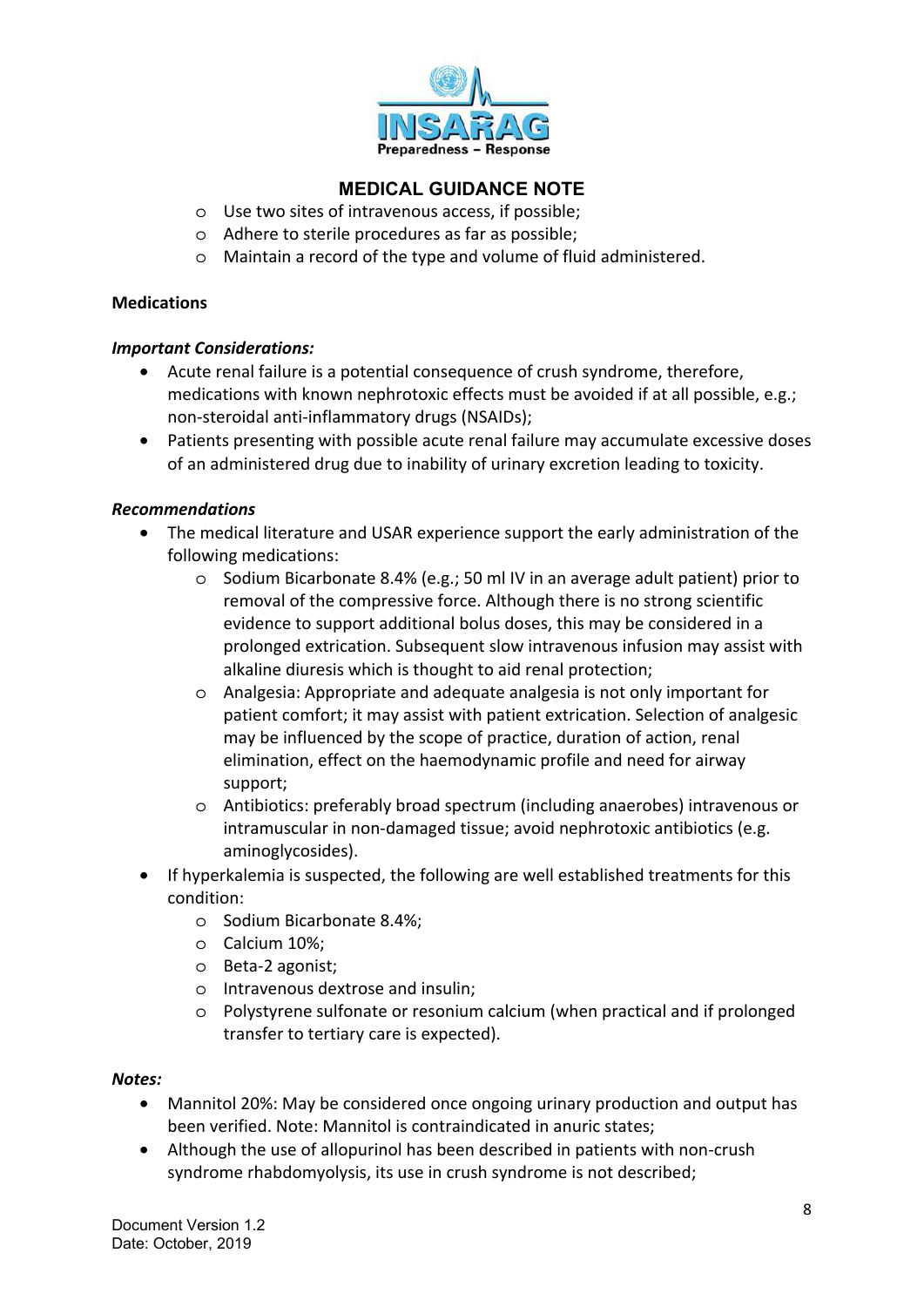- Use two sites of intravenous access, if possible;
- Adhere to sterile procedures as far as possible;
- Maintain a record of the type and volume of fluid administered.

**Medications**

***Important Considerations:***

- Acute renal failure is a potential consequence of crush syndrome, therefore, medications with known nephrotoxic effects must be avoided if at all possible, e.g.; non-steroidal anti-inflammatory drugs (NSAIDs);
- Patients presenting with possible acute renal failure may accumulate excessive doses of an administered drug due to inability of urinary excretion leading to toxicity.

***Recommendations***

- The medical literature and USAR experience support the early administration of the following medications:
  - Sodium Bicarbonate 8.4% (e.g.; 50 ml IV in an average adult patient) prior to removal of the compressive force. Although there is no strong scientific evidence to support additional bolus doses, this may be considered in a prolonged extrication. Subsequent slow intravenous infusion may assist with alkaline diuresis which is thought to aid renal protection;
  - Analgesia: Appropriate and adequate analgesia is not only important for patient comfort; it may assist with patient extrication. Selection of analgesic may be influenced by the scope of practice, duration of action, renal elimination, effect on the haemodynamic profile and need for airway support;
  - Antibiotics: preferably broad spectrum (including anaerobes) intravenous or intramuscular in non-damaged tissue; avoid nephrotoxic antibiotics (e.g. aminoglycosides).
- If hyperkalemia is suspected, the following are well established treatments for this condition:
  - Sodium Bicarbonate 8.4%;
  - Calcium 10%;
  - Beta-2 agonist;
  - Intravenous dextrose and insulin;
  - Polystyrene sulfonate or resonium calcium (when practical and if prolonged transfer to tertiary care is expected).

***Notes:***

- Mannitol 20%: May be considered once ongoing urinary production and output has been verified. Note: Mannitol is contraindicated in anuric states;
- Although the use of allopurinol has been described in patients with non-crush syndrome rhabdomyolysis, its use in crush syndrome is not described;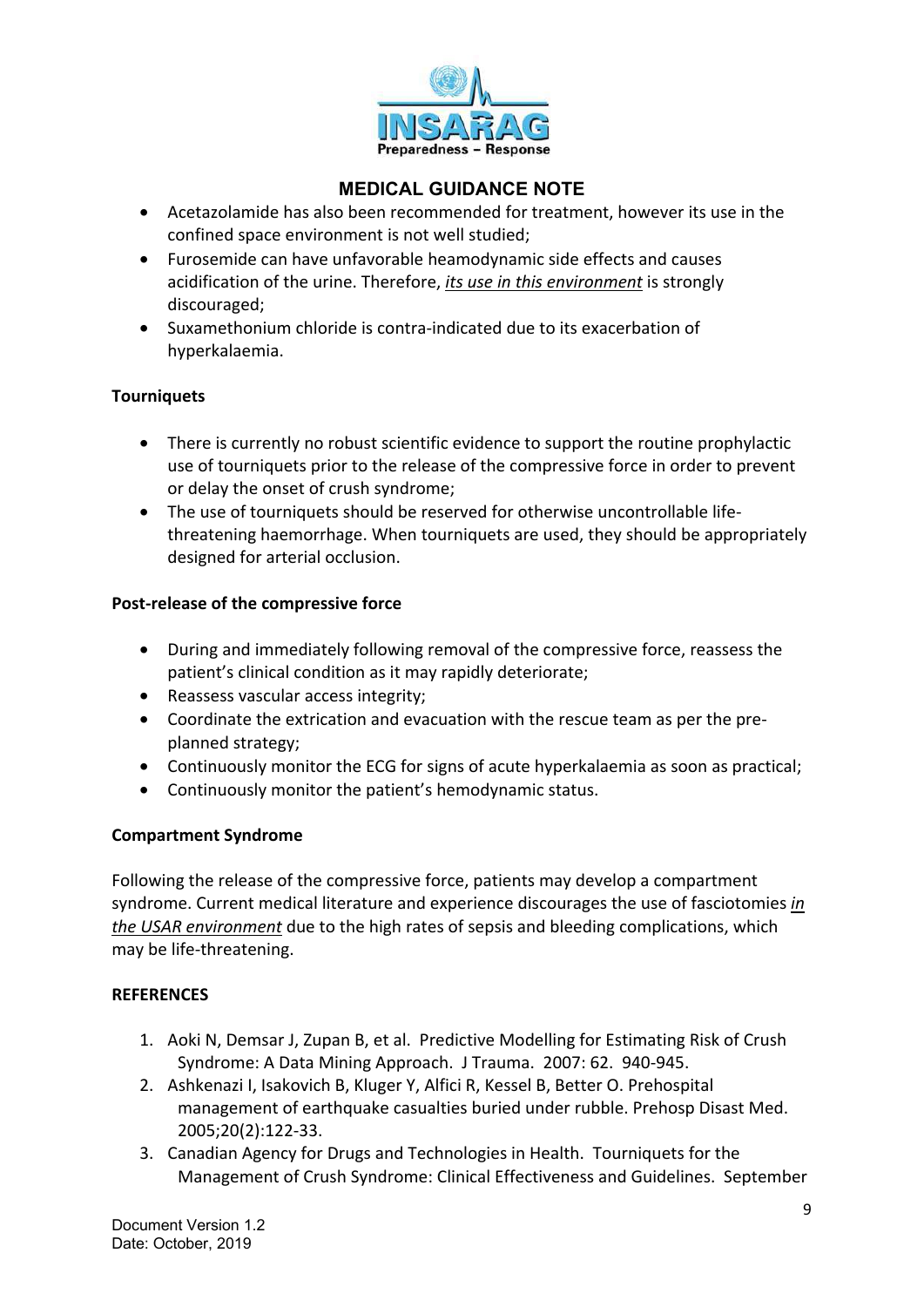- Acetazolamide has also been recommended for treatment, however its use in the confined space environment is not well studied;
- Furosemide can have unfavorable heamodynamic side effects and causes acidification of the urine. Therefore, ***its use in this environment*** is strongly discouraged;
- Suxamethonium chloride is contra-indicated due to its exacerbation of hyperkalaemia.

**Tourniquets**

- There is currently no robust scientific evidence to support the routine prophylactic use of tourniquets prior to the release of the compressive force in order to prevent or delay the onset of crush syndrome;
- The use of tourniquets should be reserved for otherwise uncontrollable life-threatening haemorrhage. When tourniquets are used, they should be appropriately designed for arterial occlusion.

**Post-release of the compressive force**

- During and immediately following removal of the compressive force, reassess the patient's clinical condition as it may rapidly deteriorate;
- Reassess vascular access integrity;
- Coordinate the extrication and evacuation with the rescue team as per the pre-planned strategy;
- Continuously monitor the ECG for signs of acute hyperkalaemia as soon as practical;
- Continuously monitor the patient's hemodynamic status.

**Compartment Syndrome**

Following the release of the compressive force, patients may develop a compartment syndrome. Current medical literature and experience discourages the use of fasciotomies ***in the USAR environment*** due to the high rates of sepsis and bleeding complications, which may be life-threatening.

**REFERENCES**

1. Aoki N, Demsar J, Zupan B, et al. Predictive Modelling for Estimating Risk of Crush Syndrome: A Data Mining Approach. J Trauma. 2007: 62. 940-945.
2. Ashkenazi I, Isakovich B, Kluger Y, Alfici R, Kessel B, Better O. Prehospital management of earthquake casualties buried under rubble. Prehosp Disast Med. 2005;20(2):122-33.
3. Canadian Agency for Drugs and Technologies in Health. Tourniquets for the Management of Crush Syndrome: Clinical Effectiveness and Guidelines. September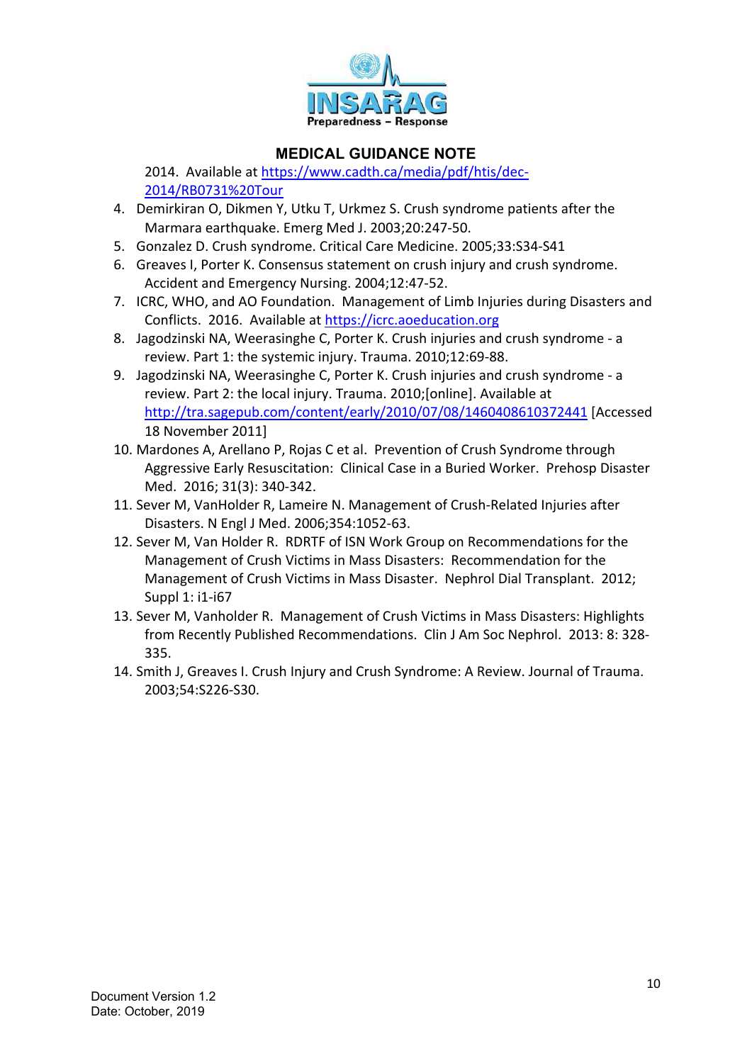2014. Available at https://www.cadth.ca/media/pdf/htis/dec-2014/RB0731%20Tour

4. Demirkiran O, Dikmen Y, Utku T, Urkmez S. Crush syndrome patients after the Marmara earthquake. Emerg Med J. 2003;20:247-50.
5. Gonzalez D. Crush syndrome. Critical Care Medicine. 2005;33:S34-S41
6. Greaves I, Porter K. Consensus statement on crush injury and crush syndrome. Accident and Emergency Nursing. 2004;12:47-52.
7. ICRC, WHO, and AO Foundation. Management of Limb Injuries during Disasters and Conflicts. 2016. Available at https://icrc.aoeducation.org
8. Jagodzinski NA, Weerasinghe C, Porter K. Crush injuries and crush syndrome - a review. Part 1: the systemic injury. Trauma. 2010;12:69-88.
9. Jagodzinski NA, Weerasinghe C, Porter K. Crush injuries and crush syndrome - a review. Part 2: the local injury. Trauma. 2010;[online]. Available at http://tra.sagepub.com/content/early/2010/07/08/1460408610372441 [Accessed 18 November 2011]
10. Mardones A, Arellano P, Rojas C et al. Prevention of Crush Syndrome through Aggressive Early Resuscitation: Clinical Case in a Buried Worker. Prehosp Disaster Med. 2016; 31(3): 340-342.
11. Sever M, VanHolder R, Lameire N. Management of Crush-Related Injuries after Disasters. N Engl J Med. 2006;354:1052-63.
12. Sever M, Van Holder R. RDRTF of ISN Work Group on Recommendations for the Management of Crush Victims in Mass Disasters: Recommendation for the Management of Crush Victims in Mass Disaster. Nephrol Dial Transplant. 2012; Suppl 1: i1-i67
13. Sever M, Vanholder R. Management of Crush Victims in Mass Disasters: Highlights from Recently Published Recommendations. Clin J Am Soc Nephrol. 2013: 8: 328-335.
14. Smith J, Greaves I. Crush Injury and Crush Syndrome: A Review. Journal of Trauma. 2003;54:S226-S30.